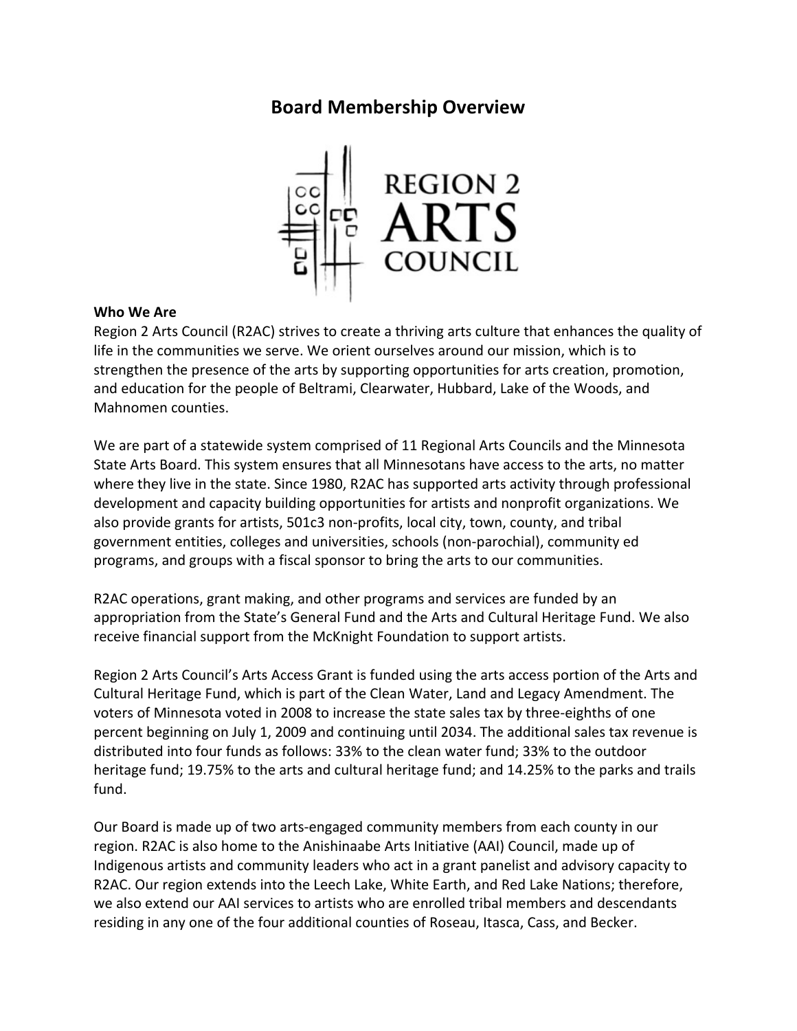# Board Membership Overview

**Who We Are**

Region 2 Arts Council (R2AC) strives to create a thriving arts culture that enhances the quality of life in the communities we serve. We orient ourselves around our mission, which is to strengthen the presence of the arts by supporting opportunities for arts creation, promotion, and education for the people of Beltrami, Clearwater, Hubbard, Lake of the Woods, and Mahnomen counties.

We are part of a statewide system comprised of 11 Regional Arts Councils and the Minnesota State Arts Board. This system ensures that all Minnesotans have access to the arts, no matter where they live in the state. Since 1980, R2AC has supported arts activity through professional development and capacity building opportunities for artists and nonprofit organizations. We also provide grants for artists, 501c3 non-profits, local city, town, county, and tribal government entities, colleges and universities, schools (non-parochial), community ed programs, and groups with a fiscal sponsor to bring the arts to our communities.

R2AC operations, grant making, and other programs and services are funded by an appropriation from the State's General Fund and the Arts and Cultural Heritage Fund. We also receive financial support from the McKnight Foundation to support artists.

Region 2 Arts Council's Arts Access Grant is funded using the arts access portion of the Arts and Cultural Heritage Fund, which is part of the Clean Water, Land and Legacy Amendment. The voters of Minnesota voted in 2008 to increase the state sales tax by three-eighths of one percent beginning on July 1, 2009 and continuing until 2034. The additional sales tax revenue is distributed into four funds as follows: 33% to the clean water fund; 33% to the outdoor heritage fund; 19.75% to the arts and cultural heritage fund; and 14.25% to the parks and trails fund.

Our Board is made up of two arts-engaged community members from each county in our region. R2AC is also home to the Anishinaabe Arts Initiative (AAI) Council, made up of Indigenous artists and community leaders who act in a grant panelist and advisory capacity to R2AC. Our region extends into the Leech Lake, White Earth, and Red Lake Nations; therefore, we also extend our AAI services to artists who are enrolled tribal members and descendants residing in any one of the four additional counties of Roseau, Itasca, Cass, and Becker.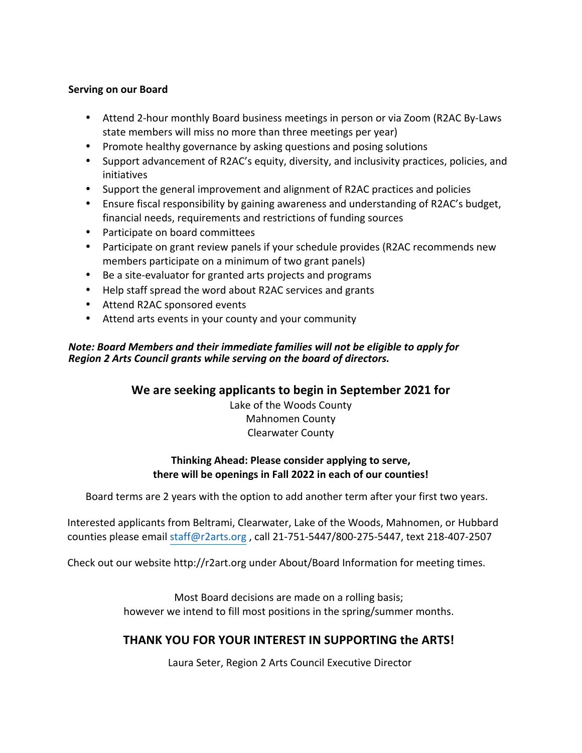**Serving on our Board**

- Attend 2-hour monthly Board business meetings in person or via Zoom (R2AC By-Laws state members will miss no more than three meetings per year)
- Promote healthy governance by asking questions and posing solutions
- Support advancement of R2AC's equity, diversity, and inclusivity practices, policies, and initiatives
- Support the general improvement and alignment of R2AC practices and policies
- Ensure fiscal responsibility by gaining awareness and understanding of R2AC's budget, financial needs, requirements and restrictions of funding sources
- Participate on board committees
- Participate on grant review panels if your schedule provides (R2AC recommends new members participate on a minimum of two grant panels)
- Be a site-evaluator for granted arts projects and programs
- Help staff spread the word about R2AC services and grants
- Attend R2AC sponsored events
- Attend arts events in your county and your community

***Note: Board Members and their immediate families will not be eligible to apply for Region 2 Arts Council grants while serving on the board of directors.***

## We are seeking applicants to begin in September 2021 for

Lake of the Woods County
Mahnomen County
Clearwater County

**Thinking Ahead: Please consider applying to serve, there will be openings in Fall 2022 in each of our counties!**

Board terms are 2 years with the option to add another term after your first two years.

Interested applicants from Beltrami, Clearwater, Lake of the Woods, Mahnomen, or Hubbard counties please email staff@r2arts.org , call 21-751-5447/800-275-5447, text 218-407-2507

Check out our website http://r2art.org under About/Board Information for meeting times.

Most Board decisions are made on a rolling basis; however we intend to fill most positions in the spring/summer months.

## THANK YOU FOR YOUR INTEREST IN SUPPORTING the ARTS!

Laura Seter, Region 2 Arts Council Executive Director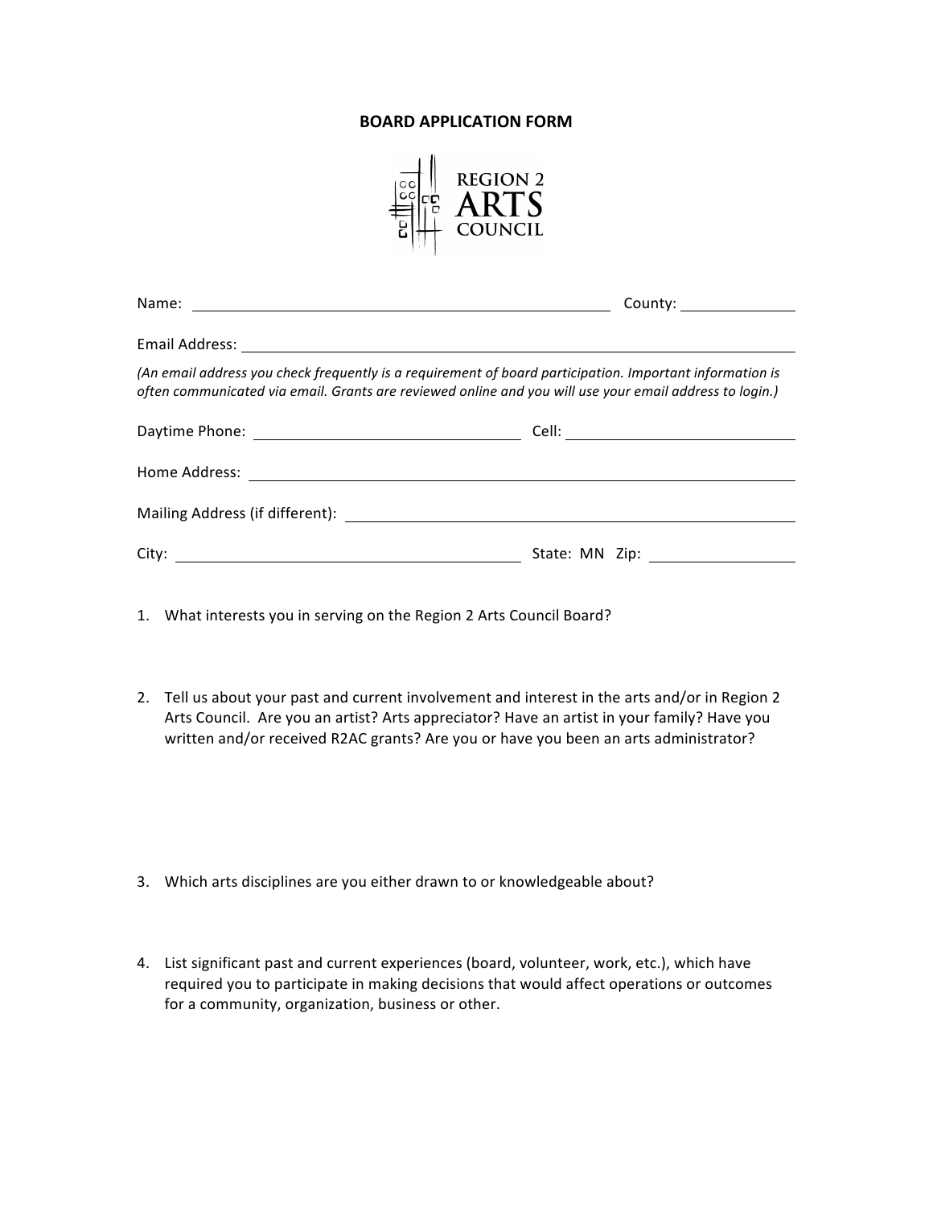**BOARD APPLICATION FORM**

REGION 2 ARTS COUNCIL

Name: ______________________________ County: ______________

Email Address: ______________________________

*(An email address you check frequently is a requirement of board participation. Important information is often communicated via email. Grants are reviewed online and you will use your email address to login.)*

Daytime Phone: ______________________________ Cell: ______________________________

Home Address: ______________________________

Mailing Address (if different): ______________________________

City: ______________________________ State: MN Zip: ______________

1. What interests you in serving on the Region 2 Arts Council Board?

2. Tell us about your past and current involvement and interest in the arts and/or in Region 2 Arts Council. Are you an artist? Arts appreciator? Have an artist in your family? Have you written and/or received R2AC grants? Are you or have you been an arts administrator?

3. Which arts disciplines are you either drawn to or knowledgeable about?

4. List significant past and current experiences (board, volunteer, work, etc.), which have required you to participate in making decisions that would affect operations or outcomes for a community, organization, business or other.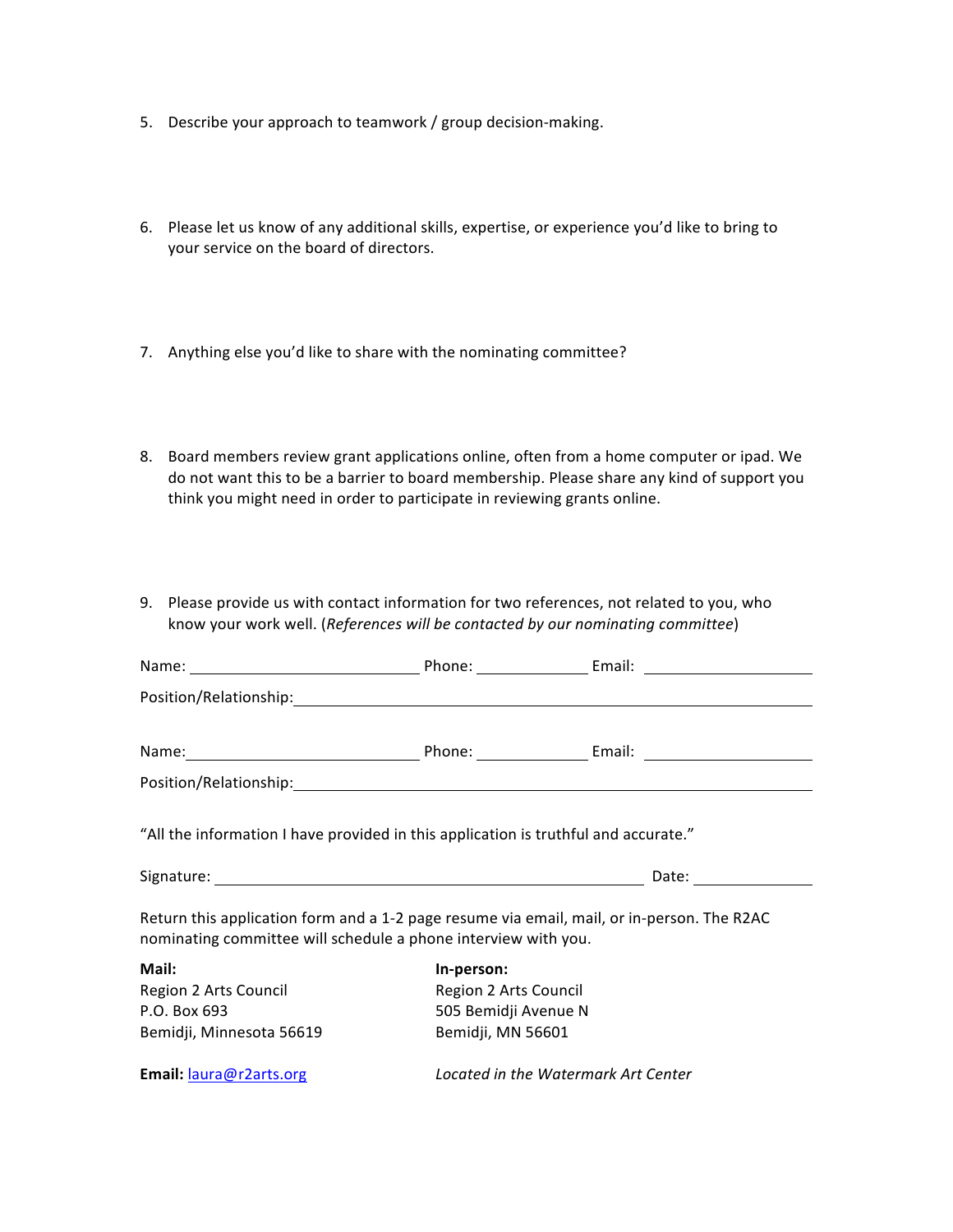5. Describe your approach to teamwork / group decision-making.

6. Please let us know of any additional skills, expertise, or experience you'd like to bring to your service on the board of directors.

7. Anything else you'd like to share with the nominating committee?

8. Board members review grant applications online, often from a home computer or ipad. We do not want this to be a barrier to board membership. Please share any kind of support you think you might need in order to participate in reviewing grants online.

9. Please provide us with contact information for two references, not related to you, who know your work well. (*References will be contacted by our nominating committee*)

Name: ______________________ Phone: ____________ Email: ________________

Position/Relationship: ____________________________________________________

Name: ______________________ Phone: ____________ Email: ________________

Position/Relationship: ____________________________________________________

"All the information I have provided in this application is truthful and accurate."

Signature: ________________________________________ Date: ____________

Return this application form and a 1-2 page resume via email, mail, or in-person. The R2AC nominating committee will schedule a phone interview with you.

**Mail:**
Region 2 Arts Council
P.O. Box 693
Bemidji, Minnesota 56619

**In-person:**
Region 2 Arts Council
505 Bemidji Avenue N
Bemidji, MN 56601

*Located in the Watermark Art Center*

**Email:** laura@r2arts.org